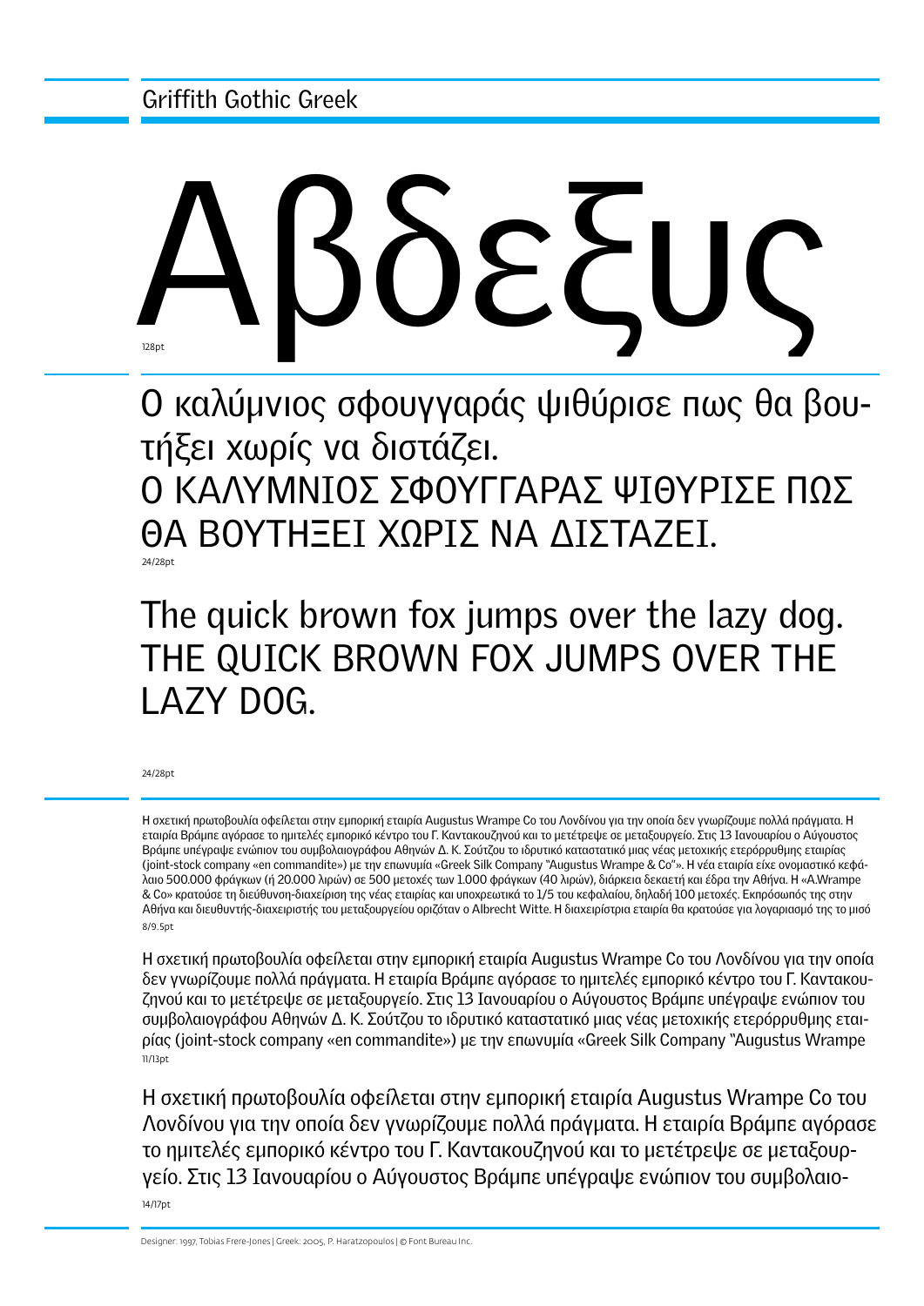# Griffith Gothic Greek

Αβδεξυς

128pt

Ο καλύμνιος σφουγγαράς ψιθύρισε πως θα βουτήξει χωρίς να διστάζει.
Ο ΚΑΛΥΜΝΙΟΣ ΣΦΟΥΓΓΑΡΑΣ ΨΙΘΥΡΙΣΕ ΠΩΣ ΘΑ ΒΟΥΤΗΞΕΙ ΧΩΡΙΣ ΝΑ ΔΙΣΤΑΖΕΙ.

24/28pt

The quick brown fox jumps over the lazy dog.
THE QUICK BROWN FOX JUMPS OVER THE LAZY DOG.

24/28pt

Η σχετική πρωτοβουλία οφείλεται στην εμπορική εταιρία Augustus Wrampe Co του Λονδίνου για την οποία δεν γνωρίζουμε πολλά πράγματα. Η εταιρία Βράμπε αγόρασε το ημιτελές εμπορικό κέντρο του Γ. Καντακουζηνού και το μετέτρεψε σε μεταξουργείο. Στις 13 Ιανουαρίου ο Αύγουστος Βράμπε υπέγραψε ενώπιον του συμβολαιογράφου Αθηνών Δ. Κ. Σούτζου το ιδρυτικό καταστατικό μιας νέας μετοχικής ετερόρρυθμης εταιρίας (joint-stock company «en commandite») με την επωνυμία «Greek Silk Company "Augustus Wrampe & Co"». Η νέα εταιρία είχε ονομαστικό κεφάλαιο 500.000 φράγκων (ή 20.000 λιρών) σε 500 μετοχές των 1.000 φράγκων (40 λιρών), διάρκεια δεκαετή και έδρα την Αθήνα. Η «A.Wrampe & Co» κρατούσε τη διεύθυνση-διαχείριση της νέας εταιρίας και υποχρεωτικά το 1/5 του κεφαλαίου, δηλαδή 100 μετοχές. Εκπρόσωπός της στην Αθήνα και διευθυντής-διαχειριστής του μεταξουργείου οριζόταν ο Albrecht Witte. Η διαχειρίστρια εταιρία θα κρατούσε για λογαριασμό της το μισό

8/9.5pt

Η σχετική πρωτοβουλία οφείλεται στην εμπορική εταιρία Augustus Wrampe Co του Λονδίνου για την οποία δεν γνωρίζουμε πολλά πράγματα. Η εταιρία Βράμπε αγόρασε το ημιτελές εμπορικό κέντρο του Γ. Καντακουζηνού και το μετέτρεψε σε μεταξουργείο. Στις 13 Ιανουαρίου ο Αύγουστος Βράμπε υπέγραψε ενώπιον του συμβολαιογράφου Αθηνών Δ. Κ. Σούτζου το ιδρυτικό καταστατικό μιας νέας μετοχικής ετερόρρυθμης εταιρίας (joint-stock company «en commandite») με την επωνυμία «Greek Silk Company "Augustus Wrampe

11/13pt

Η σχετική πρωτοβουλία οφείλεται στην εμπορική εταιρία Augustus Wrampe Co του Λονδίνου για την οποία δεν γνωρίζουμε πολλά πράγματα. Η εταιρία Βράμπε αγόρασε το ημιτελές εμπορικό κέντρο του Γ. Καντακουζηνού και το μετέτρεψε σε μεταξουργείο. Στις 13 Ιανουαρίου ο Αύγουστος Βράμπε υπέγραψε ενώπιον του συμβολαιο-

14/17pt

Designer: 1997, Tobias Frere-Jones | Greek: 2005, P. Haratzopoulos | © Font Bureau Inc.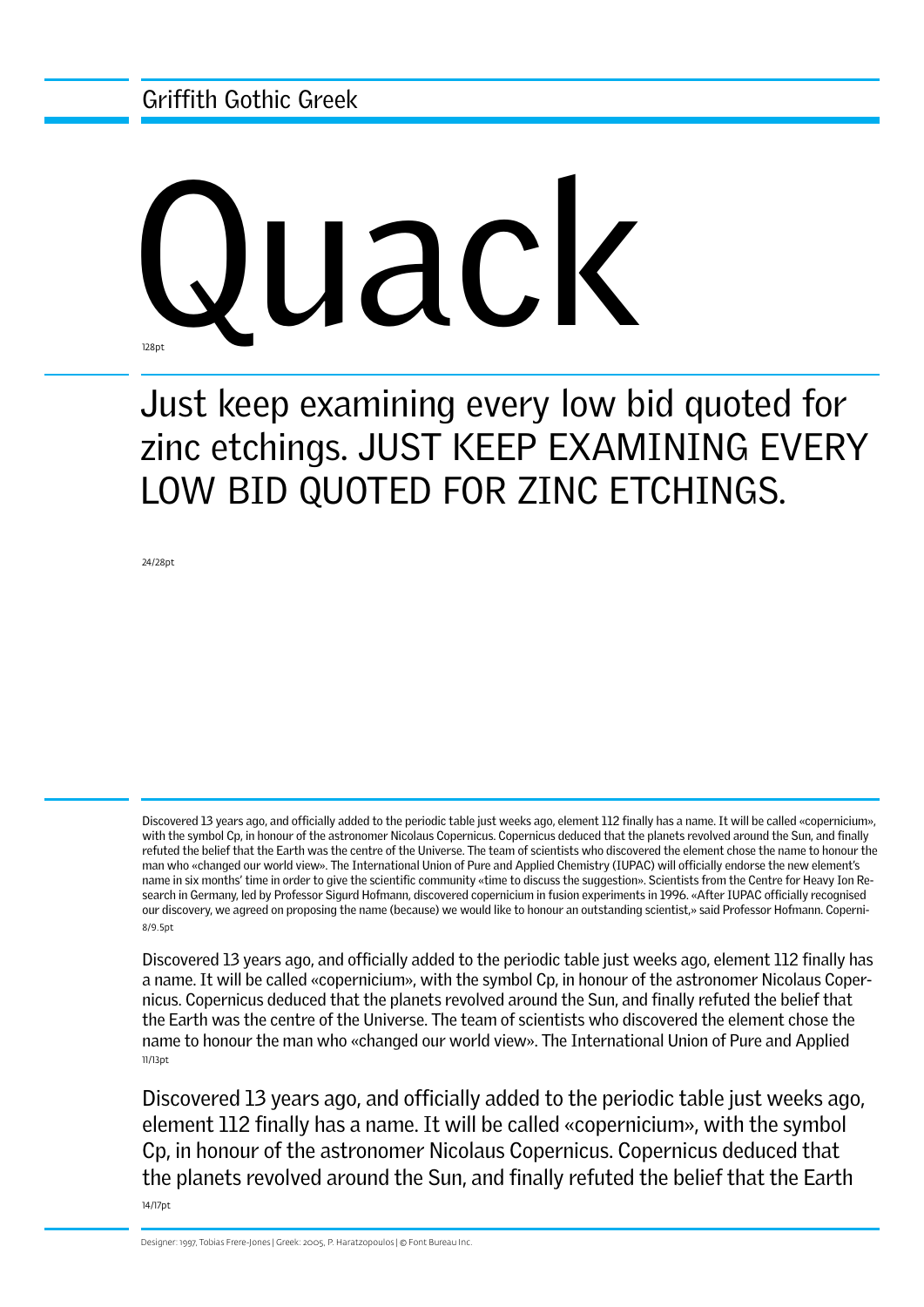Griffith Gothic Greek

# Quack

128pt

Just keep examining every low bid quoted for zinc etchings. JUST KEEP EXAMINING EVERY LOW BID QUOTED FOR ZINC ETCHINGS.

24/28pt

Discovered 13 years ago, and officially added to the periodic table just weeks ago, element 112 finally has a name. It will be called «copernicium», with the symbol Cp, in honour of the astronomer Nicolaus Copernicus. Copernicus deduced that the planets revolved around the Sun, and finally refuted the belief that the Earth was the centre of the Universe. The team of scientists who discovered the element chose the name to honour the man who «changed our world view». The International Union of Pure and Applied Chemistry (IUPAC) will officially endorse the new element's name in six months' time in order to give the scientific community «time to discuss the suggestion». Scientists from the Centre for Heavy Ion Research in Germany, led by Professor Sigurd Hofmann, discovered copernicium in fusion experiments in 1996. «After IUPAC officially recognised our discovery, we agreed on proposing the name (because) we would like to honour an outstanding scientist,» said Professor Hofmann. Coperni-

8/9.5pt

Discovered 13 years ago, and officially added to the periodic table just weeks ago, element 112 finally has a name. It will be called «copernicium», with the symbol Cp, in honour of the astronomer Nicolaus Copernicus. Copernicus deduced that the planets revolved around the Sun, and finally refuted the belief that the Earth was the centre of the Universe. The team of scientists who discovered the element chose the name to honour the man who «changed our world view». The International Union of Pure and Applied

11/13pt

Discovered 13 years ago, and officially added to the periodic table just weeks ago, element 112 finally has a name. It will be called «copernicium», with the symbol Cp, in honour of the astronomer Nicolaus Copernicus. Copernicus deduced that the planets revolved around the Sun, and finally refuted the belief that the Earth

14/17pt

Designer: 1997, Tobias Frere-Jones | Greek: 2005, P. Haratzopoulos | © Font Bureau Inc.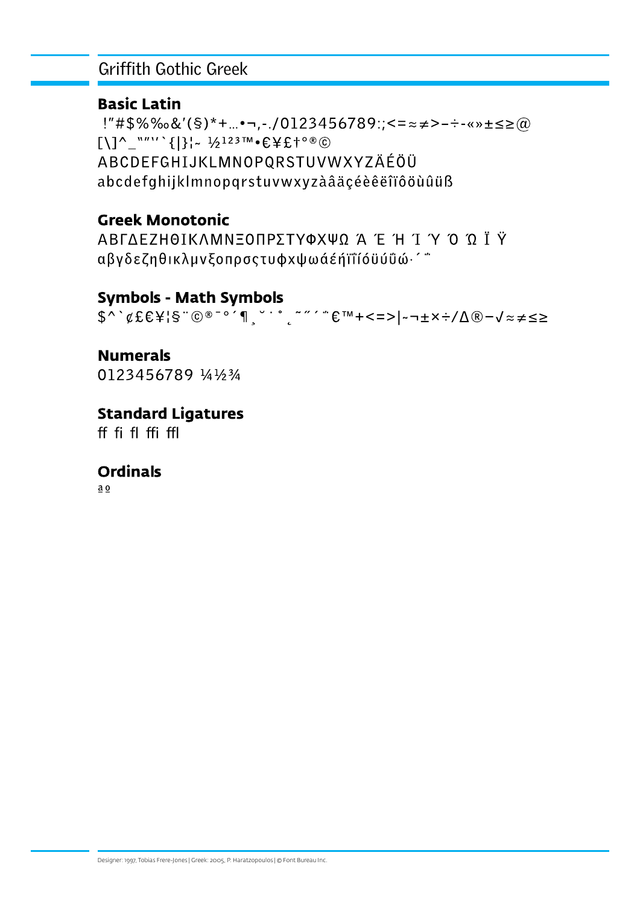# Griffith Gothic Greek

## Basic Latin

!"#$%‰&'(§)*+…•¬,-./0123456789:;<=≈≠>–÷-«»±≤≥@
[\]^_"″'' `{|}¦~ ½¹²³™•€¥£†°®©
ABCDEFGHIJKLMNOPQRSTUVWXYZÄÉÖÜ
abcdefghijklmnopqrstuvwxyzàâäçéèêëîïôöùûüß

## Greek Monotonic

ΑΒΓΔΕΖΗΘΙΚΛΜΝΞΟΠΡΣΤΥΦΧΨΩ Ά Έ Ή Ί Ύ Ό Ώ Ϊ Ϋ
αβγδεζηθικλμνξοπρσςτυφχψωάέήϊΐίόϋύΰώ·΄΅

## Symbols - Math Symbols

$^`¢£€¥¦§¨©®¯°´¶¸˘˙˚˛˜˝΄΅€™+<=>|~¬±×÷/∆®−√≈≠≤≥

## Numerals

0123456789 ¼½¾

## Standard Ligatures

ff fi fl ffi ffl

## Ordinals

ª º

Designer: 1997, Tobias Frere-Jones | Greek: 2005, P. Haratzopoulos | © Font Bureau Inc.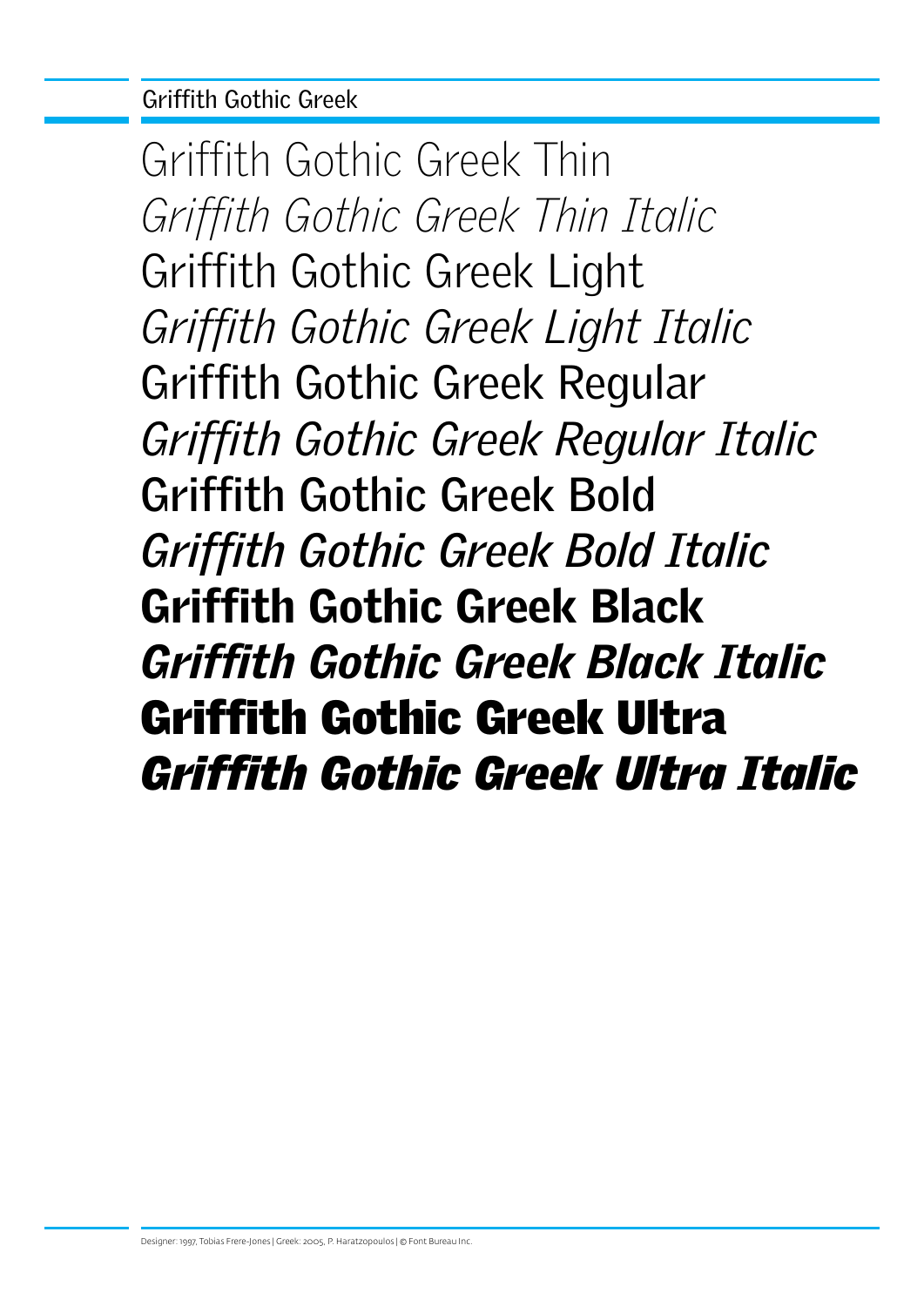Griffith Gothic Greek

Griffith Gothic Greek Thin

*Griffith Gothic Greek Thin Italic*

Griffith Gothic Greek Light

*Griffith Gothic Greek Light Italic*

Griffith Gothic Greek Regular

*Griffith Gothic Greek Regular Italic*

**Griffith Gothic Greek Bold**

***Griffith Gothic Greek Bold Italic***

**Griffith Gothic Greek Black**

***Griffith Gothic Greek Black Italic***

**Griffith Gothic Greek Ultra**

***Griffith Gothic Greek Ultra Italic***

Designer: 1997, Tobias Frere-Jones | Greek: 2005, P. Haratzopoulos | © Font Bureau Inc.